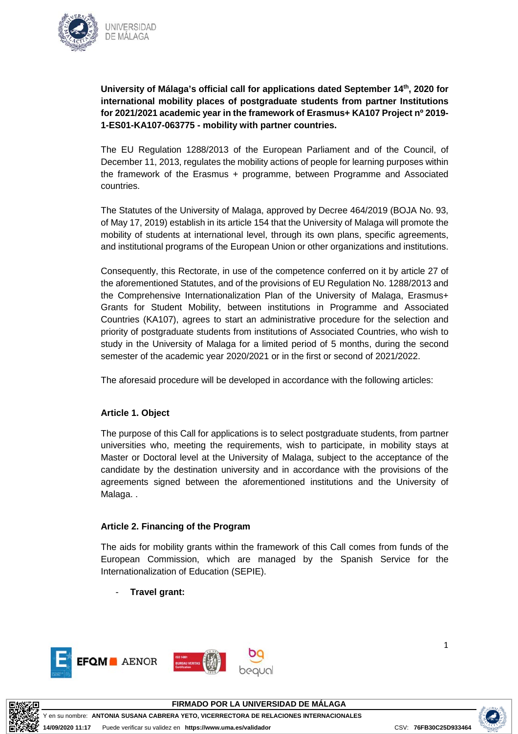**University of Málaga's official call for applications dated September 14th, 2020 for international mobility places of postgraduate students from partner Institutions for 2021/2021 academic year in the framework of Erasmus+ KA107 Project nº 2019-1-ES01-KA107-063775 - mobility with partner countries.**

The EU Regulation 1288/2013 of the European Parliament and of the Council, of December 11, 2013, regulates the mobility actions of people for learning purposes within the framework of the Erasmus + programme, between Programme and Associated countries.

The Statutes of the University of Malaga, approved by Decree 464/2019 (BOJA No. 93, of May 17, 2019) establish in its article 154 that the University of Malaga will promote the mobility of students at international level, through its own plans, specific agreements, and institutional programs of the European Union or other organizations and institutions.

Consequently, this Rectorate, in use of the competence conferred on it by article 27 of the aforementioned Statutes, and of the provisions of EU Regulation No. 1288/2013 and the Comprehensive Internationalization Plan of the University of Malaga, Erasmus+ Grants for Student Mobility, between institutions in Programme and Associated Countries (KA107), agrees to start an administrative procedure for the selection and priority of postgraduate students from institutions of Associated Countries, who wish to study in the University of Malaga for a limited period of 5 months, during the second semester of the academic year 2020/2021 or in the first or second of 2021/2022.

The aforesaid procedure will be developed in accordance with the following articles:

### Article 1. Object

The purpose of this Call for applications is to select postgraduate students, from partner universities who, meeting the requirements, wish to participate, in mobility stays at Master or Doctoral level at the University of Malaga, subject to the acceptance of the candidate by the destination university and in accordance with the provisions of the agreements signed between the aforementioned institutions and the University of Malaga. .

### Article 2. Financing of the Program

The aids for mobility grants within the framework of this Call comes from funds of the European Commission, which are managed by the Spanish Service for the Internationalization of Education (SEPIE).

- **Travel grant:**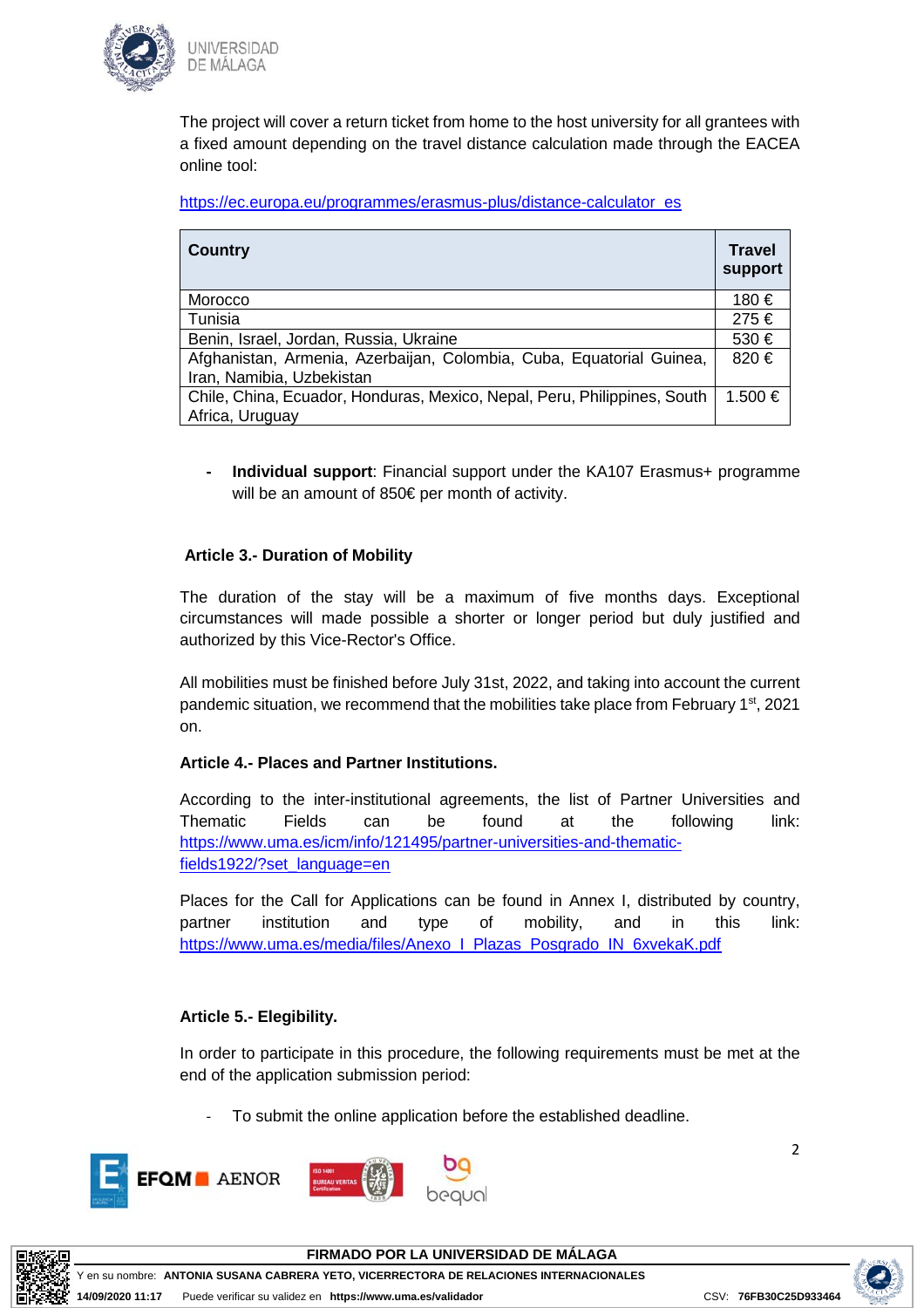The project will cover a return ticket from home to the host university for all grantees with a fixed amount depending on the travel distance calculation made through the EACEA online tool:

https://ec.europa.eu/programmes/erasmus-plus/distance-calculator_es

| Country | Travel support |
|---|---|
| Morocco | 180 € |
| Tunisia | 275 € |
| Benin, Israel, Jordan, Russia, Ukraine | 530 € |
| Afghanistan, Armenia, Azerbaijan, Colombia, Cuba, Equatorial Guinea, Iran, Namibia, Uzbekistan | 820 € |
| Chile, China, Ecuador, Honduras, Mexico, Nepal, Peru, Philippines, South Africa, Uruguay | 1.500 € |

- **Individual support**: Financial support under the KA107 Erasmus+ programme will be an amount of 850€ per month of activity.

**Article 3.- Duration of Mobility**

The duration of the stay will be a maximum of five months days. Exceptional circumstances will made possible a shorter or longer period but duly justified and authorized by this Vice-Rector's Office.

All mobilities must be finished before July 31st, 2022, and taking into account the current pandemic situation, we recommend that the mobilities take place from February 1st, 2021 on.

**Article 4.- Places and Partner Institutions.**

According to the inter-institutional agreements, the list of Partner Universities and Thematic Fields can be found at the following link: https://www.uma.es/icm/info/121495/partner-universities-and-thematic-fields1922/?set_language=en

Places for the Call for Applications can be found in Annex I, distributed by country, partner institution and type of mobility, and in this link: https://www.uma.es/media/files/Anexo_I_Plazas_Posgrado_IN_6xvekaK.pdf

**Article 5.- Elegibility.**

In order to participate in this procedure, the following requirements must be met at the end of the application submission period:

- To submit the online application before the established deadline.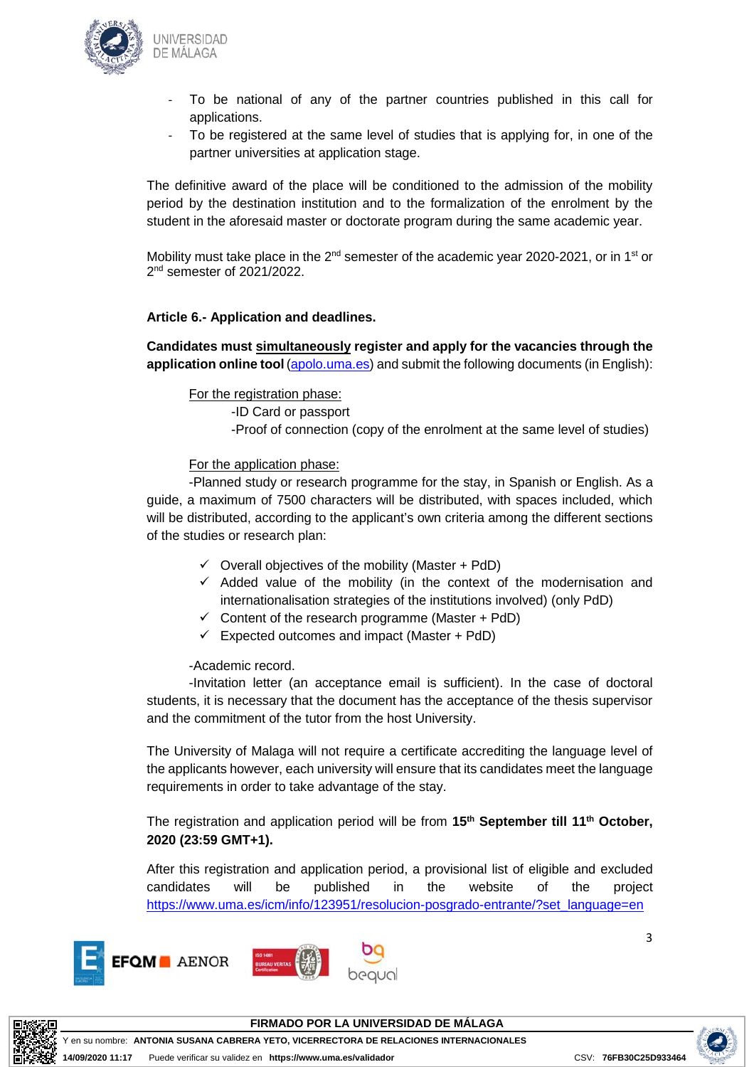- To be national of any of the partner countries published in this call for applications.
- To be registered at the same level of studies that is applying for, in one of the partner universities at application stage.

The definitive award of the place will be conditioned to the admission of the mobility period by the destination institution and to the formalization of the enrolment by the student in the aforesaid master or doctorate program during the same academic year.

Mobility must take place in the 2nd semester of the academic year 2020-2021, or in 1st or 2nd semester of 2021/2022.

**Article 6.- Application and deadlines.**

**Candidates must simultaneously register and apply for the vacancies through the application online tool** (apolo.uma.es) and submit the following documents (in English):

For the registration phase:

-ID Card or passport

-Proof of connection (copy of the enrolment at the same level of studies)

For the application phase:

-Planned study or research programme for the stay, in Spanish or English. As a guide, a maximum of 7500 characters will be distributed, with spaces included, which will be distributed, according to the applicant's own criteria among the different sections of the studies or research plan:

- ✓ Overall objectives of the mobility (Master + PdD)
- ✓ Added value of the mobility (in the context of the modernisation and internationalisation strategies of the institutions involved) (only PdD)
- ✓ Content of the research programme (Master + PdD)
- ✓ Expected outcomes and impact (Master + PdD)

-Academic record.

-Invitation letter (an acceptance email is sufficient). In the case of doctoral students, it is necessary that the document has the acceptance of the thesis supervisor and the commitment of the tutor from the host University.

The University of Malaga will not require a certificate accrediting the language level of the applicants however, each university will ensure that its candidates meet the language requirements in order to take advantage of the stay.

The registration and application period will be from **15th September till 11th October, 2020 (23:59 GMT+1).**

After this registration and application period, a provisional list of eligible and excluded candidates will be published in the website of the project https://www.uma.es/icm/info/123951/resolucion-posgrado-entrante/?set_language=en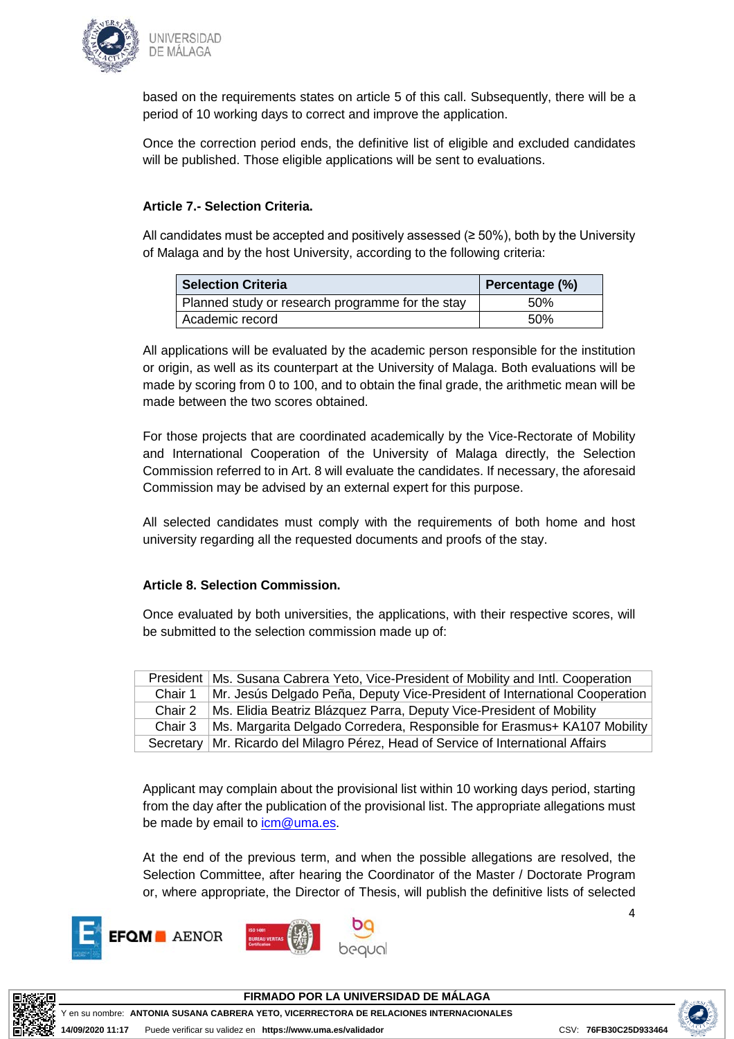based on the requirements states on article 5 of this call. Subsequently, there will be a period of 10 working days to correct and improve the application.

Once the correction period ends, the definitive list of eligible and excluded candidates will be published. Those eligible applications will be sent to evaluations.

**Article 7.- Selection Criteria.**

All candidates must be accepted and positively assessed (≥ 50%), both by the University of Malaga and by the host University, according to the following criteria:

| Selection Criteria | Percentage (%) |
| --- | --- |
| Planned study or research programme for the stay | 50% |
| Academic record | 50% |

All applications will be evaluated by the academic person responsible for the institution or origin, as well as its counterpart at the University of Malaga. Both evaluations will be made by scoring from 0 to 100, and to obtain the final grade, the arithmetic mean will be made between the two scores obtained.

For those projects that are coordinated academically by the Vice-Rectorate of Mobility and International Cooperation of the University of Malaga directly, the Selection Commission referred to in Art. 8 will evaluate the candidates. If necessary, the aforesaid Commission may be advised by an external expert for this purpose.

All selected candidates must comply with the requirements of both home and host university regarding all the requested documents and proofs of the stay.

**Article 8. Selection Commission.**

Once evaluated by both universities, the applications, with their respective scores, will be submitted to the selection commission made up of:

| | |
| --- | --- |
| President | Ms. Susana Cabrera Yeto, Vice-President of Mobility and Intl. Cooperation |
| Chair 1 | Mr. Jesús Delgado Peña, Deputy Vice-President of International Cooperation |
| Chair 2 | Ms. Elidia Beatriz Blázquez Parra, Deputy Vice-President of Mobility |
| Chair 3 | Ms. Margarita Delgado Corredera, Responsible for Erasmus+ KA107 Mobility |
| Secretary | Mr. Ricardo del Milagro Pérez, Head of Service of International Affairs |

Applicant may complain about the provisional list within 10 working days period, starting from the day after the publication of the provisional list. The appropriate allegations must be made by email to icm@uma.es.

At the end of the previous term, and when the possible allegations are resolved, the Selection Committee, after hearing the Coordinator of the Master / Doctorate Program or, where appropriate, the Director of Thesis, will publish the definitive lists of selected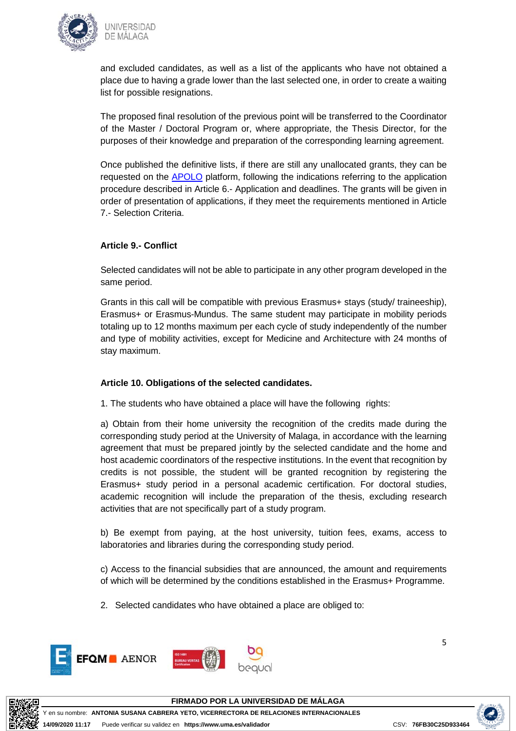and excluded candidates, as well as a list of the applicants who have not obtained a place due to having a grade lower than the last selected one, in order to create a waiting list for possible resignations.

The proposed final resolution of the previous point will be transferred to the Coordinator of the Master / Doctoral Program or, where appropriate, the Thesis Director, for the purposes of their knowledge and preparation of the corresponding learning agreement.

Once published the definitive lists, if there are still any unallocated grants, they can be requested on the APOLO platform, following the indications referring to the application procedure described in Article 6.- Application and deadlines. The grants will be given in order of presentation of applications, if they meet the requirements mentioned in Article 7.- Selection Criteria.

**Article 9.- Conflict**

Selected candidates will not be able to participate in any other program developed in the same period.

Grants in this call will be compatible with previous Erasmus+ stays (study/ traineeship), Erasmus+ or Erasmus-Mundus. The same student may participate in mobility periods totaling up to 12 months maximum per each cycle of study independently of the number and type of mobility activities, except for Medicine and Architecture with 24 months of stay maximum.

**Article 10. Obligations of the selected candidates.**

1. The students who have obtained a place will have the following rights:

a) Obtain from their home university the recognition of the credits made during the corresponding study period at the University of Malaga, in accordance with the learning agreement that must be prepared jointly by the selected candidate and the home and host academic coordinators of the respective institutions. In the event that recognition by credits is not possible, the student will be granted recognition by registering the Erasmus+ study period in a personal academic certification. For doctoral studies, academic recognition will include the preparation of the thesis, excluding research activities that are not specifically part of a study program.

b) Be exempt from paying, at the host university, tuition fees, exams, access to laboratories and libraries during the corresponding study period.

c) Access to the financial subsidies that are announced, the amount and requirements of which will be determined by the conditions established in the Erasmus+ Programme.

2. Selected candidates who have obtained a place are obliged to: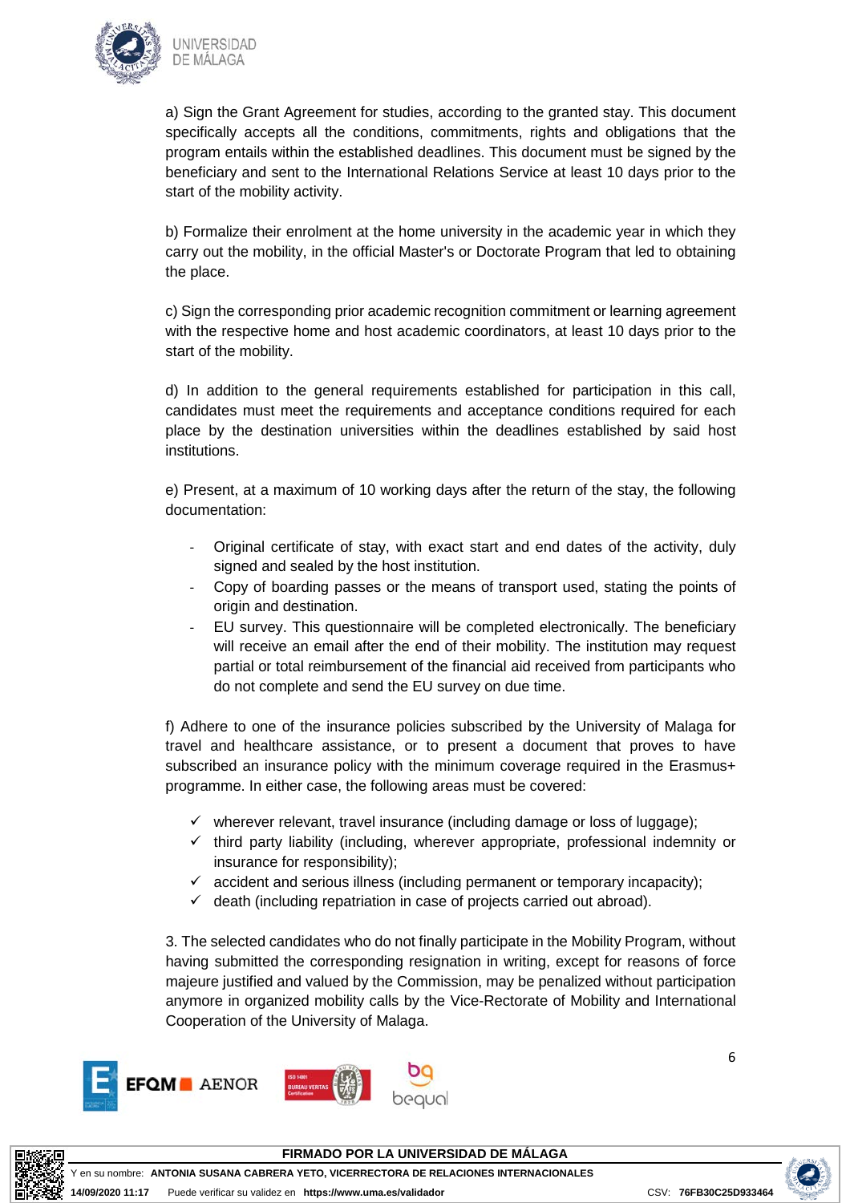a) Sign the Grant Agreement for studies, according to the granted stay. This document specifically accepts all the conditions, commitments, rights and obligations that the program entails within the established deadlines. This document must be signed by the beneficiary and sent to the International Relations Service at least 10 days prior to the start of the mobility activity.

b) Formalize their enrolment at the home university in the academic year in which they carry out the mobility, in the official Master's or Doctorate Program that led to obtaining the place.

c) Sign the corresponding prior academic recognition commitment or learning agreement with the respective home and host academic coordinators, at least 10 days prior to the start of the mobility.

d) In addition to the general requirements established for participation in this call, candidates must meet the requirements and acceptance conditions required for each place by the destination universities within the deadlines established by said host institutions.

e) Present, at a maximum of 10 working days after the return of the stay, the following documentation:

- Original certificate of stay, with exact start and end dates of the activity, duly signed and sealed by the host institution.
- Copy of boarding passes or the means of transport used, stating the points of origin and destination.
- EU survey. This questionnaire will be completed electronically. The beneficiary will receive an email after the end of their mobility. The institution may request partial or total reimbursement of the financial aid received from participants who do not complete and send the EU survey on due time.

f) Adhere to one of the insurance policies subscribed by the University of Malaga for travel and healthcare assistance, or to present a document that proves to have subscribed an insurance policy with the minimum coverage required in the Erasmus+ programme. In either case, the following areas must be covered:

- ✓ wherever relevant, travel insurance (including damage or loss of luggage);
- ✓ third party liability (including, wherever appropriate, professional indemnity or insurance for responsibility);
- ✓ accident and serious illness (including permanent or temporary incapacity);
- ✓ death (including repatriation in case of projects carried out abroad).

3. The selected candidates who do not finally participate in the Mobility Program, without having submitted the corresponding resignation in writing, except for reasons of force majeure justified and valued by the Commission, may be penalized without participation anymore in organized mobility calls by the Vice-Rectorate of Mobility and International Cooperation of the University of Malaga.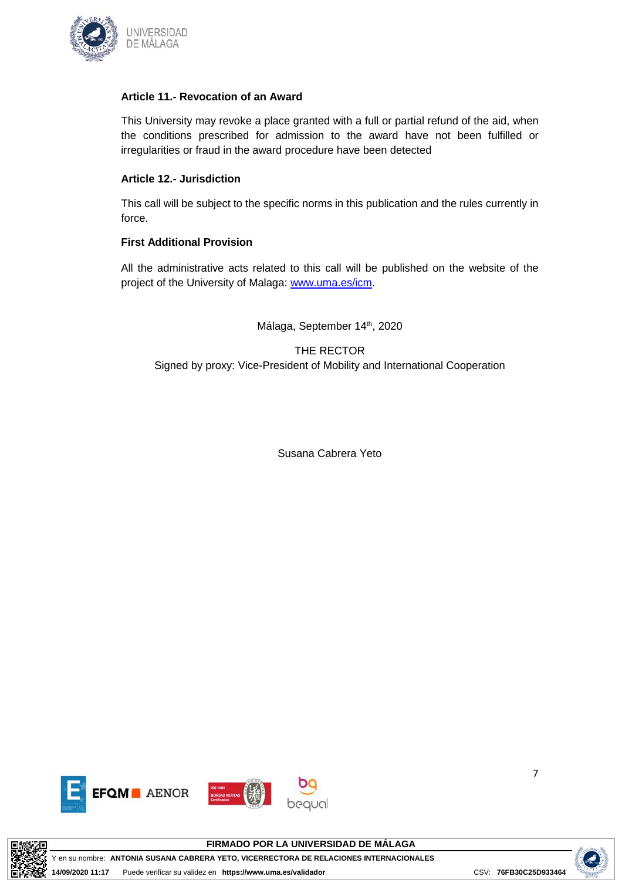**Article 11.- Revocation of an Award**

This University may revoke a place granted with a full or partial refund of the aid, when the conditions prescribed for admission to the award have not been fulfilled or irregularities or fraud in the award procedure have been detected

**Article 12.- Jurisdiction**

This call will be subject to the specific norms in this publication and the rules currently in force.

**First Additional Provision**

All the administrative acts related to this call will be published on the website of the project of the University of Malaga: www.uma.es/icm.

Málaga, September 14th, 2020

THE RECTOR
Signed by proxy: Vice-President of Mobility and International Cooperation

Susana Cabrera Yeto

**FIRMADO POR LA UNIVERSIDAD DE MÁLAGA**

Y en su nombre: **ANTONIA SUSANA CABRERA YETO, VICERRECTORA DE RELACIONES INTERNACIONALES**

**14/09/2020 11:17** Puede verificar su validez en **https://www.uma.es/validador** CSV: **76FB30C25D933464**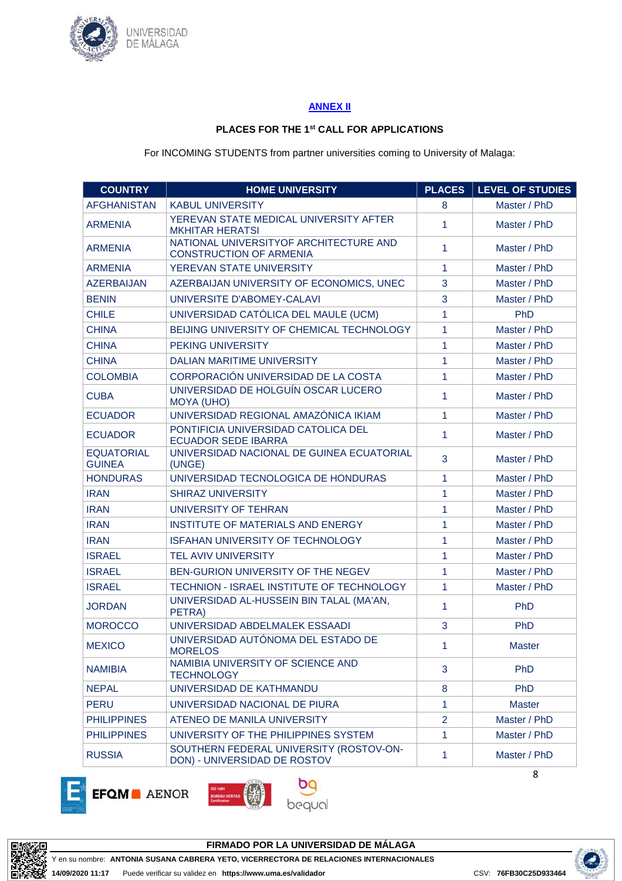## ANNEX II

### PLACES FOR THE 1st CALL FOR APPLICATIONS

For INCOMING STUDENTS from partner universities coming to University of Malaga:

| COUNTRY | HOME UNIVERSITY | PLACES | LEVEL OF STUDIES |
|---|---|---|---|
| AFGHANISTAN | KABUL UNIVERSITY | 8 | Master / PhD |
| ARMENIA | YEREVAN STATE MEDICAL UNIVERSITY AFTER MKHITAR HERATSI | 1 | Master / PhD |
| ARMENIA | NATIONAL UNIVERSITYOF ARCHITECTURE AND CONSTRUCTION OF ARMENIA | 1 | Master / PhD |
| ARMENIA | YEREVAN STATE UNIVERSITY | 1 | Master / PhD |
| AZERBAIJAN | AZERBAIJAN UNIVERSITY OF ECONOMICS, UNEC | 3 | Master / PhD |
| BENIN | UNIVERSITE D'ABOMEY-CALAVI | 3 | Master / PhD |
| CHILE | UNIVERSIDAD CATÓLICA DEL MAULE (UCM) | 1 | PhD |
| CHINA | BEIJING UNIVERSITY OF CHEMICAL TECHNOLOGY | 1 | Master / PhD |
| CHINA | PEKING UNIVERSITY | 1 | Master / PhD |
| CHINA | DALIAN MARITIME UNIVERSITY | 1 | Master / PhD |
| COLOMBIA | CORPORACIÓN UNIVERSIDAD DE LA COSTA | 1 | Master / PhD |
| CUBA | UNIVERSIDAD DE HOLGUÍN OSCAR LUCERO MOYA (UHO) | 1 | Master / PhD |
| ECUADOR | UNIVERSIDAD REGIONAL AMAZÓNICA IKIAM | 1 | Master / PhD |
| ECUADOR | PONTIFICIA UNIVERSIDAD CATOLICA DEL ECUADOR SEDE IBARRA | 1 | Master / PhD |
| EQUATORIAL GUINEA | UNIVERSIDAD NACIONAL DE GUINEA ECUATORIAL (UNGE) | 3 | Master / PhD |
| HONDURAS | UNIVERSIDAD TECNOLOGICA DE HONDURAS | 1 | Master / PhD |
| IRAN | SHIRAZ UNIVERSITY | 1 | Master / PhD |
| IRAN | UNIVERSITY OF TEHRAN | 1 | Master / PhD |
| IRAN | INSTITUTE OF MATERIALS AND ENERGY | 1 | Master / PhD |
| IRAN | ISFAHAN UNIVERSITY OF TECHNOLOGY | 1 | Master / PhD |
| ISRAEL | TEL AVIV UNIVERSITY | 1 | Master / PhD |
| ISRAEL | BEN-GURION UNIVERSITY OF THE NEGEV | 1 | Master / PhD |
| ISRAEL | TECHNION - ISRAEL INSTITUTE OF TECHNOLOGY | 1 | Master / PhD |
| JORDAN | UNIVERSIDAD AL-HUSSEIN BIN TALAL (MA'AN, PETRA) | 1 | PhD |
| MOROCCO | UNIVERSIDAD ABDELMALEK ESSAADI | 3 | PhD |
| MEXICO | UNIVERSIDAD AUTÓNOMA DEL ESTADO DE MORELOS | 1 | Master |
| NAMIBIA | NAMIBIA UNIVERSITY OF SCIENCE AND TECHNOLOGY | 3 | PhD |
| NEPAL | UNIVERSIDAD DE KATHMANDU | 8 | PhD |
| PERU | UNIVERSIDAD NACIONAL DE PIURA | 1 | Master |
| PHILIPPINES | ATENEO DE MANILA UNIVERSITY | 2 | Master / PhD |
| PHILIPPINES | UNIVERSITY OF THE PHILIPPINES SYSTEM | 1 | Master / PhD |
| RUSSIA | SOUTHERN FEDERAL UNIVERSITY (ROSTOV-ON-DON) - UNIVERSIDAD DE ROSTOV | 1 | Master / PhD |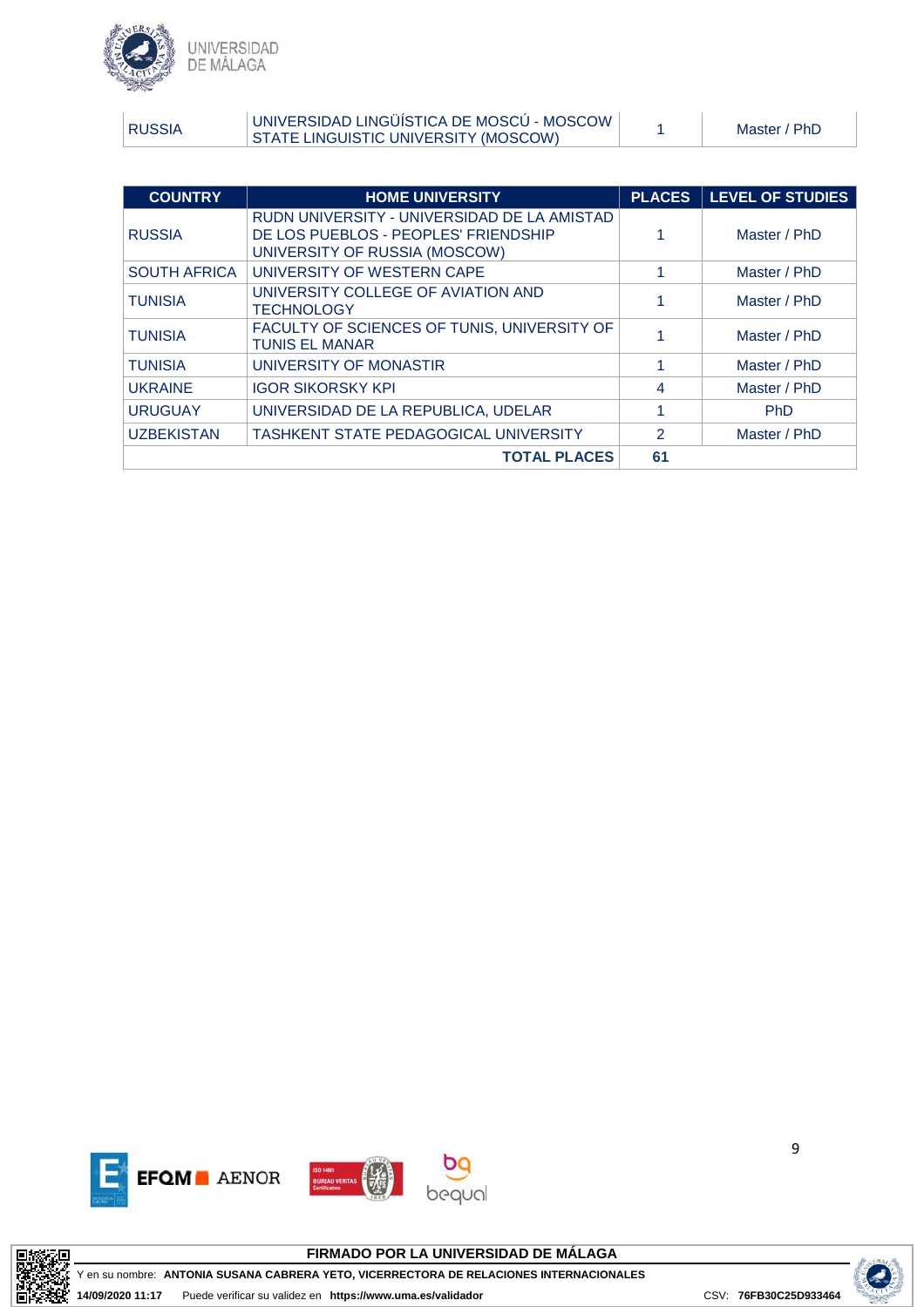| | | | |
|---|---|---|---|
| RUSSIA | UNIVERSIDAD LINGÜÍSTICA DE MOSCÚ - MOSCOW STATE LINGUISTIC UNIVERSITY (MOSCOW) | 1 | Master / PhD |

| COUNTRY | HOME UNIVERSITY | PLACES | LEVEL OF STUDIES |
|---|---|---|---|
| RUSSIA | RUDN UNIVERSITY - UNIVERSIDAD DE LA AMISTAD DE LOS PUEBLOS - PEOPLES' FRIENDSHIP UNIVERSITY OF RUSSIA (MOSCOW) | 1 | Master / PhD |
| SOUTH AFRICA | UNIVERSITY OF WESTERN CAPE | 1 | Master / PhD |
| TUNISIA | UNIVERSITY COLLEGE OF AVIATION AND TECHNOLOGY | 1 | Master / PhD |
| TUNISIA | FACULTY OF SCIENCES OF TUNIS, UNIVERSITY OF TUNIS EL MANAR | 1 | Master / PhD |
| TUNISIA | UNIVERSITY OF MONASTIR | 1 | Master / PhD |
| UKRAINE | IGOR SIKORSKY KPI | 4 | Master / PhD |
| URUGUAY | UNIVERSIDAD DE LA REPUBLICA, UDELAR | 1 | PhD |
| UZBEKISTAN | TASHKENT STATE PEDAGOGICAL UNIVERSITY | 2 | Master / PhD |
| | **TOTAL PLACES** | **61** | |

**FIRMADO POR LA UNIVERSIDAD DE MÁLAGA**

Y en su nombre: **ANTONIA SUSANA CABRERA YETO, VICERRECTORA DE RELACIONES INTERNACIONALES**

**14/09/2020 11:17** Puede verificar su validez en **https://www.uma.es/validador** CSV: **76FB30C25D933464**